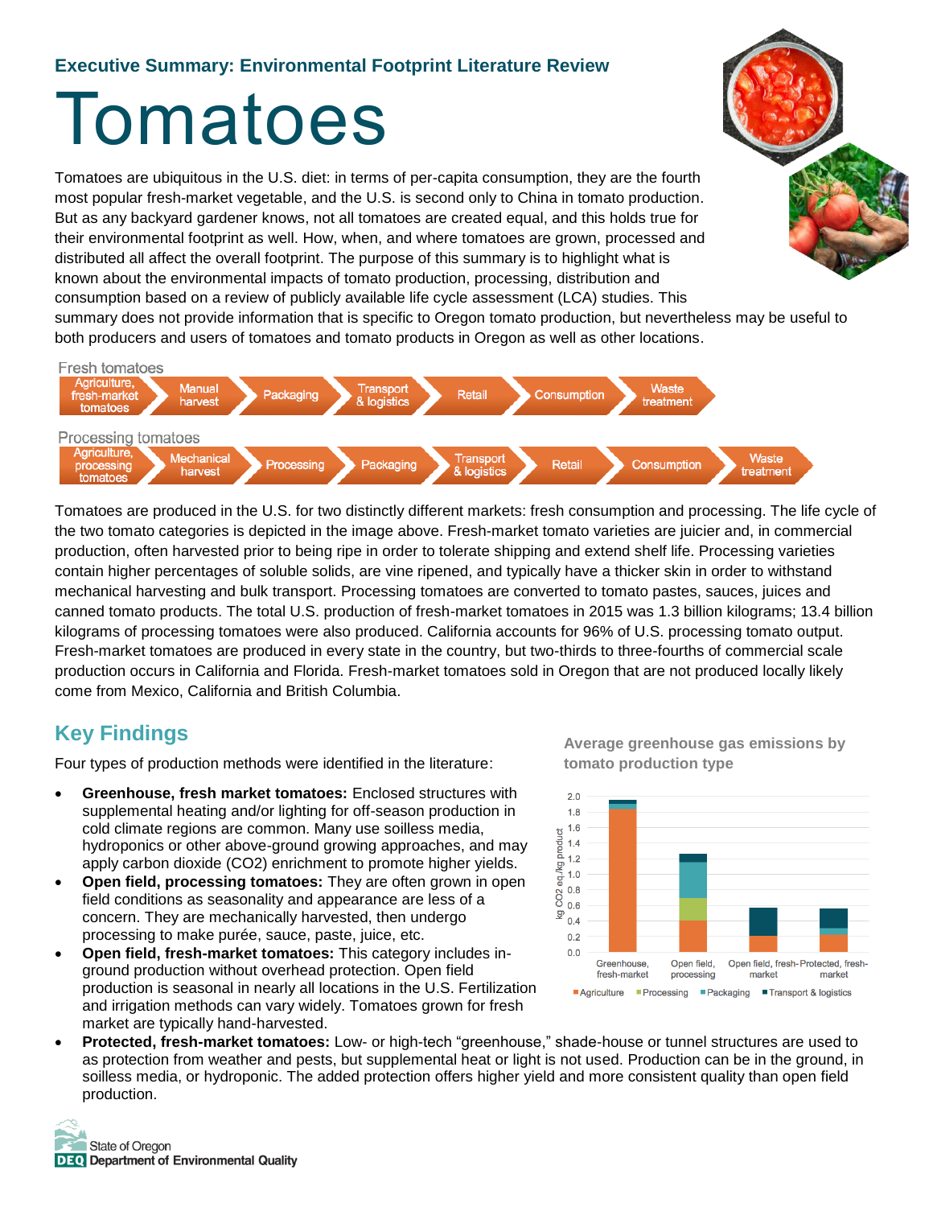Executive Summary: Environmental Footprint Literature Review

# Tomatoes

Tomatoes are ubiquitous in the U.S. diet: in terms of per-capita consumption, they are the fourth most popular fresh-market vegetable, and the U.S. is second only to China in tomato production. But as any backyard gardener knows, not all tomatoes are created equal, and this holds true for their environmental footprint as well. How, when, and where tomatoes are grown, processed and distributed all affect the overall footprint. The purpose of this summary is to highlight what is known about the environmental impacts of tomato production, processing, distribution and consumption based on a review of publicly available life cycle assessment (LCA) studies. This summary does not provide information that is specific to Oregon tomato production, but nevertheless may be useful to both producers and users of tomatoes and tomato products in Oregon as well as other locations.

Fresh tomatoes

Agriculture, fresh-market tomatoes → Manual harvest → Packaging → Transport & logistics → Retail → Consumption → Waste treatment

Processing tomatoes

Agriculture, processing tomatoes → Mechanical harvest → Processing → Packaging → Transport & logistics → Retail → Consumption → Waste treatment

Tomatoes are produced in the U.S. for two distinctly different markets: fresh consumption and processing. The life cycle of the two tomato categories is depicted in the image above. Fresh-market tomato varieties are juicier and, in commercial production, often harvested prior to being ripe in order to tolerate shipping and extend shelf life. Processing varieties contain higher percentages of soluble solids, are vine ripened, and typically have a thicker skin in order to withstand mechanical harvesting and bulk transport. Processing tomatoes are converted to tomato pastes, sauces, juices and canned tomato products. The total U.S. production of fresh-market tomatoes in 2015 was 1.3 billion kilograms; 13.4 billion kilograms of processing tomatoes were also produced. California accounts for 96% of U.S. processing tomato output. Fresh-market tomatoes are produced in every state in the country, but two-thirds to three-fourths of commercial scale production occurs in California and Florida. Fresh-market tomatoes sold in Oregon that are not produced locally likely come from Mexico, California and British Columbia.

## Key Findings

Four types of production methods were identified in the literature:

- **Greenhouse, fresh market tomatoes:** Enclosed structures with supplemental heating and/or lighting for off-season production in cold climate regions are common. Many use soilless media, hydroponics or other above-ground growing approaches, and may apply carbon dioxide ($CO_2$) enrichment to promote higher yields.
- **Open field, processing tomatoes:** They are often grown in open field conditions as seasonality and appearance are less of a concern. They are mechanically harvested, then undergo processing to make purée, sauce, paste, juice, etc.
- **Open field, fresh-market tomatoes:** This category includes in-ground production without overhead protection. Open field production is seasonal in nearly all locations in the U.S. Fertilization and irrigation methods can vary widely. Tomatoes grown for fresh market are typically hand-harvested.
- **Protected, fresh-market tomatoes:** Low- or high-tech "greenhouse," shade-house or tunnel structures are used to as protection from weather and pests, but supplemental heat or light is not used. Production can be in the ground, in soilless media, or hydroponic. The added protection offers higher yield and more consistent quality than open field production.

**Average greenhouse gas emissions by tomato production type**

(Stacked bar chart, y-axis: kg CO2 eq./kg product, 0.0–2.0. Categories: Greenhouse, fresh-market; Open field, processing; Open field, fresh-market; Protected, fresh-market. Legend: Agriculture, Processing, Packaging, Transport & logistics.)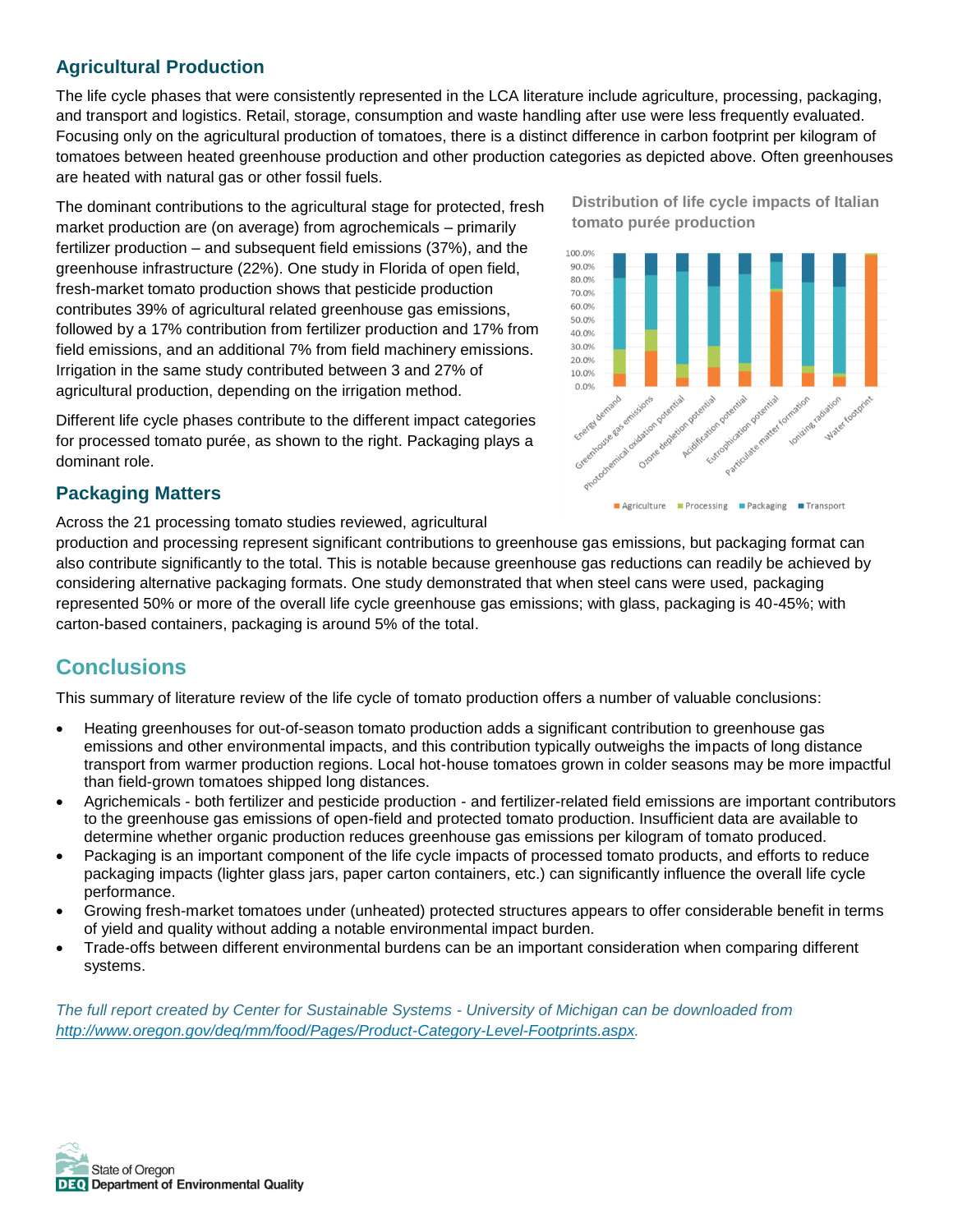## Agricultural Production

The life cycle phases that were consistently represented in the LCA literature include agriculture, processing, packaging, and transport and logistics. Retail, storage, consumption and waste handling after use were less frequently evaluated. Focusing only on the agricultural production of tomatoes, there is a distinct difference in carbon footprint per kilogram of tomatoes between heated greenhouse production and other production categories as depicted above. Often greenhouses are heated with natural gas or other fossil fuels.

The dominant contributions to the agricultural stage for protected, fresh market production are (on average) from agrochemicals – primarily fertilizer production – and subsequent field emissions (37%), and the greenhouse infrastructure (22%). One study in Florida of open field, fresh-market tomato production shows that pesticide production contributes 39% of agricultural related greenhouse gas emissions, followed by a 17% contribution from fertilizer production and 17% from field emissions, and an additional 7% from field machinery emissions. Irrigation in the same study contributed between 3 and 27% of agricultural production, depending on the irrigation method.

Different life cycle phases contribute to the different impact categories for processed tomato purée, as shown to the right. Packaging plays a dominant role.

**Distribution of life cycle impacts of Italian tomato purée production**

100.0%
90.0%
80.0%
70.0%
60.0%
50.0%
40.0%
30.0%
20.0%
10.0%
0.0%

Energy demand
Greenhouse gas emissions
Photochemical oxidation potential
Ozone depletion potential
Acidification potential
Eutrophication potential
Particulate matter formation
Ionizing radiation
Water footprint

Agriculture
Processing
Packaging
Transport

## Packaging Matters

Across the 21 processing tomato studies reviewed, agricultural production and processing represent significant contributions to greenhouse gas emissions, but packaging format can also contribute significantly to the total. This is notable because greenhouse gas reductions can readily be achieved by considering alternative packaging formats. One study demonstrated that when steel cans were used, packaging represented 50% or more of the overall life cycle greenhouse gas emissions; with glass, packaging is 40-45%; with carton-based containers, packaging is around 5% of the total.

# Conclusions

This summary of literature review of the life cycle of tomato production offers a number of valuable conclusions:

- Heating greenhouses for out-of-season tomato production adds a significant contribution to greenhouse gas emissions and other environmental impacts, and this contribution typically outweighs the impacts of long distance transport from warmer production regions. Local hot-house tomatoes grown in colder seasons may be more impactful than field-grown tomatoes shipped long distances.
- Agrichemicals - both fertilizer and pesticide production - and fertilizer-related field emissions are important contributors to the greenhouse gas emissions of open-field and protected tomato production. Insufficient data are available to determine whether organic production reduces greenhouse gas emissions per kilogram of tomato produced.
- Packaging is an important component of the life cycle impacts of processed tomato products, and efforts to reduce packaging impacts (lighter glass jars, paper carton containers, etc.) can significantly influence the overall life cycle performance.
- Growing fresh-market tomatoes under (unheated) protected structures appears to offer considerable benefit in terms of yield and quality without adding a notable environmental impact burden.
- Trade-offs between different environmental burdens can be an important consideration when comparing different systems.

*The full report created by Center for Sustainable Systems - University of Michigan can be downloaded from [http://www.oregon.gov/deq/mm/food/Pages/Product-Category-Level-Footprints.aspx](http://www.oregon.gov/deq/mm/food/Pages/Product-Category-Level-Footprints.aspx).*

State of Oregon
DEQ Department of Environmental Quality